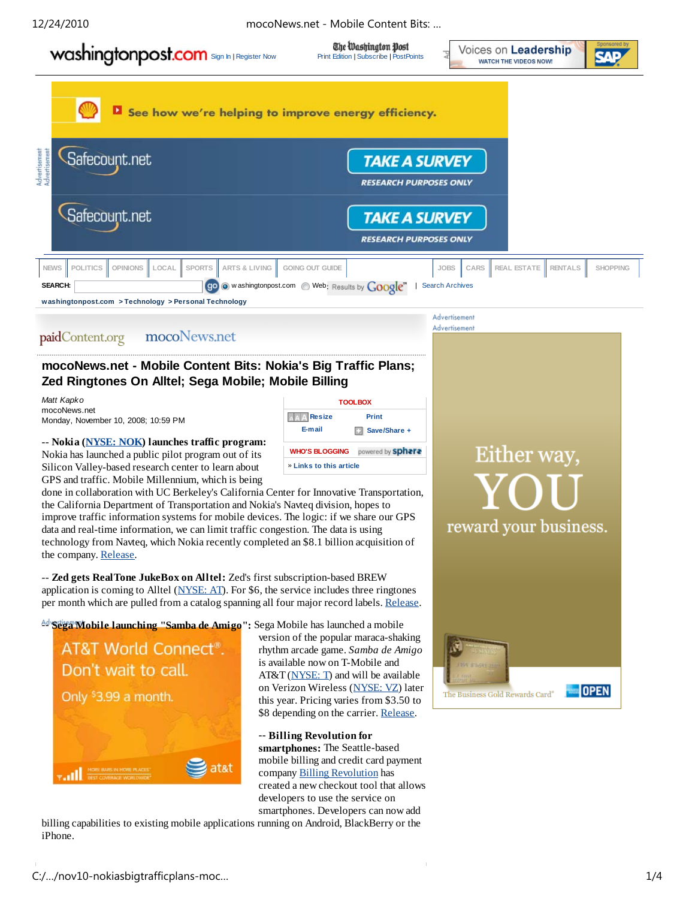# mocoNews.net - Mobile Content Bits: Nokia's Big Traffic Plans; Zed Ringtones On Alltel; Sega Mobile; Mobile Billing

*Matt Kapko*
mocoNews.net
Monday, November 10, 2008; 10:59 PM

-- **Nokia (NYSE: NOK) launches traffic program:** Nokia has launched a public pilot program out of its Silicon Valley-based research center to learn about GPS and traffic. Mobile Millennium, which is being done in collaboration with UC Berkeley's California Center for Innovative Transportation, the California Department of Transportation and Nokia's Navteq division, hopes to improve traffic information systems for mobile devices. The logic: if we share our GPS data and real-time information, we can limit traffic congestion. The data is using technology from Navteq, which Nokia recently completed an $8.1 billion acquisition of the company. Release.

-- **Zed gets RealTone JukeBox on Alltel:** Zed's first subscription-based BREW application is coming to Alltel (NYSE: AT). For $6, the service includes three ringtones per month which are pulled from a catalog spanning all four major record labels. Release.

-- **Sega Mobile launching "Samba de Amigo":** Sega Mobile has launched a mobile version of the popular maraca-shaking rhythm arcade game. *Samba de Amigo* is available now on T-Mobile and AT&T (NYSE: T) and will be available on Verizon Wireless (NYSE: VZ) later this year. Pricing varies from $3.50 to $8 depending on the carrier. Release.

-- **Billing Revolution for smartphones:** The Seattle-based mobile billing and credit card payment company Billing Revolution has created a new checkout tool that allows developers to use the service on smartphones. Developers can now add billing capabilities to existing mobile applications running on Android, BlackBerry or the iPhone.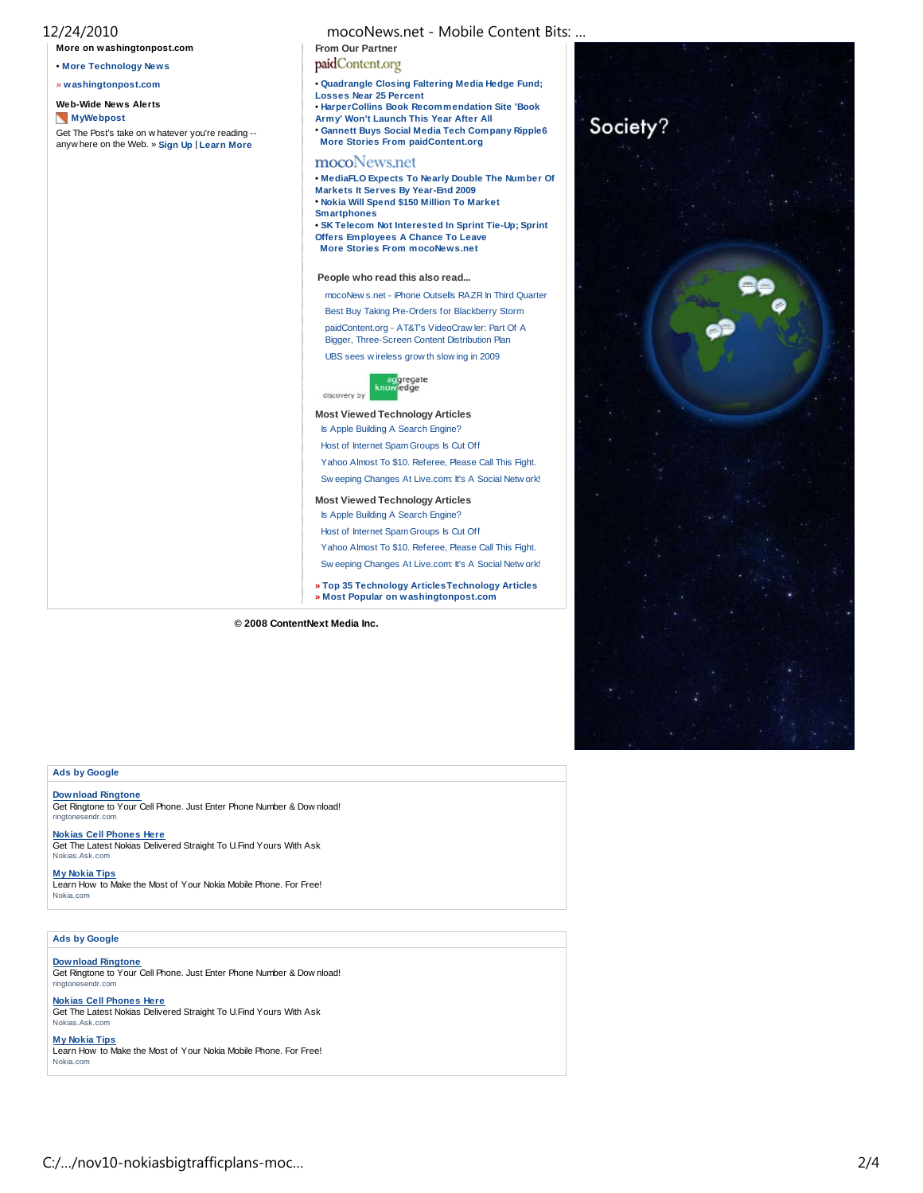**More on washingtonpost.com**

- More Technology News

» washingtonpost.com

**Web-Wide News Alerts**

MyWebpost

Get The Post's take on whatever you're reading -- anywhere on the Web. » Sign Up | Learn More

**From Our Partner**

paidContent.org

- Quadrangle Closing Faltering Media Hedge Fund; Losses Near 25 Percent
- HarperCollins Book Recommendation Site 'Book Army' Won't Launch This Year After All
- Gannett Buys Social Media Tech Company Ripple6

More Stories From paidContent.org

mocoNews.net

- MediaFLO Expects To Nearly Double The Number Of Markets It Serves By Year-End 2009
- Nokia Will Spend $150 Million To Market Smartphones
- SK Telecom Not Interested In Sprint Tie-Up; Sprint Offers Employees A Chance To Leave

More Stories From mocoNews.net

**People who read this also read...**

mocoNews.net - iPhone Outsells RAZR In Third Quarter

Best Buy Taking Pre-Orders for Blackberry Storm

paidContent.org - AT&T's VideoCrawler: Part Of A Bigger, Three-Screen Content Distribution Plan

UBS sees wireless growth slowing in 2009

discovery by aggregate knowledge

**Most Viewed Technology Articles**

Is Apple Building A Search Engine?

Host of Internet Spam Groups Is Cut Off

Yahoo Almost To $10. Referee, Please Call This Fight.

Sweeping Changes At Live.com: It's A Social Network!

**Most Viewed Technology Articles**

Is Apple Building A Search Engine?

Host of Internet Spam Groups Is Cut Off

Yahoo Almost To $10. Referee, Please Call This Fight.

Sweeping Changes At Live.com: It's A Social Network!

» Top 35 Technology Articles Technology Articles

» Most Popular on washingtonpost.com

**© 2008 ContentNext Media Inc.**

Society?

**Ads by Google**

Download Ringtone
Get Ringtone to Your Cell Phone. Just Enter Phone Number & Download!
ringtonesendr.com

Nokias Cell Phones Here
Get The Latest Nokias Delivered Straight To U.Find Yours With Ask
Nokias.Ask.com

My Nokia Tips
Learn How to Make the Most of Your Nokia Mobile Phone. For Free!
Nokia.com

**Ads by Google**

Download Ringtone
Get Ringtone to Your Cell Phone. Just Enter Phone Number & Download!
ringtonesendr.com

Nokias Cell Phones Here
Get The Latest Nokias Delivered Straight To U.Find Yours With Ask
Nokias.Ask.com

My Nokia Tips
Learn How to Make the Most of Your Nokia Mobile Phone. For Free!
Nokia.com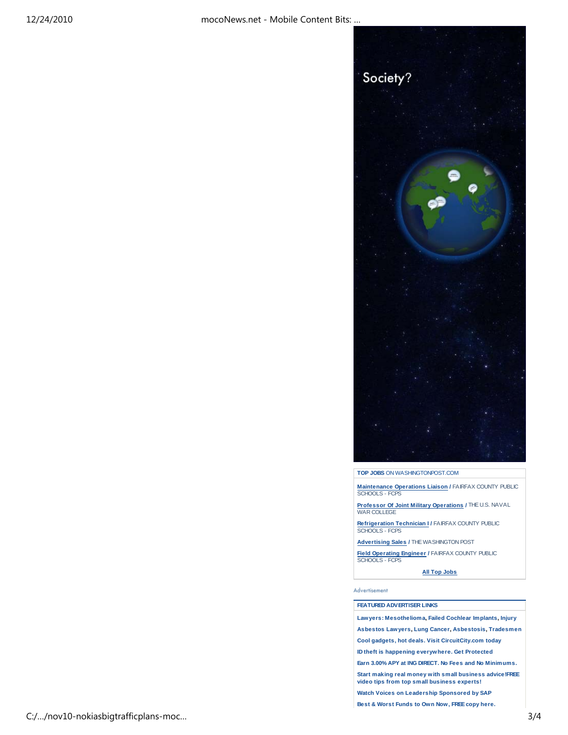Society?

**TOP JOBS** ON WASHINGTONPOST.COM

**Maintenance Operations Liaison** / FAIRFAX COUNTY PUBLIC SCHOOLS - FCPS

**Professor Of Joint Military Operations** / THE U.S. NAVAL WAR COLLEGE

**Refrigeration Technician I** / FAIRFAX COUNTY PUBLIC SCHOOLS - FCPS

**Advertising Sales** / THE WASHINGTON POST

**Field Operating Engineer** / FAIRFAX COUNTY PUBLIC SCHOOLS - FCPS

**All Top Jobs**

Advertisement

**FEATURED ADVERTISER LINKS**

**Lawyers: Mesothelioma, Failed Cochlear Implants, Injury**

**Asbestos Lawyers, Lung Cancer, Asbestosis, Tradesmen**

**Cool gadgets, hot deals. Visit CircuitCity.com today**

**ID theft is happening everywhere. Get Protected**

**Earn 3.00% APY at ING DIRECT. No Fees and No Minimums.**

**Start making real money with small business advice!FREE video tips from top small business experts!**

**Watch Voices on Leadership Sponsored by SAP**

**Best & Worst Funds to Own Now, FREE copy here.**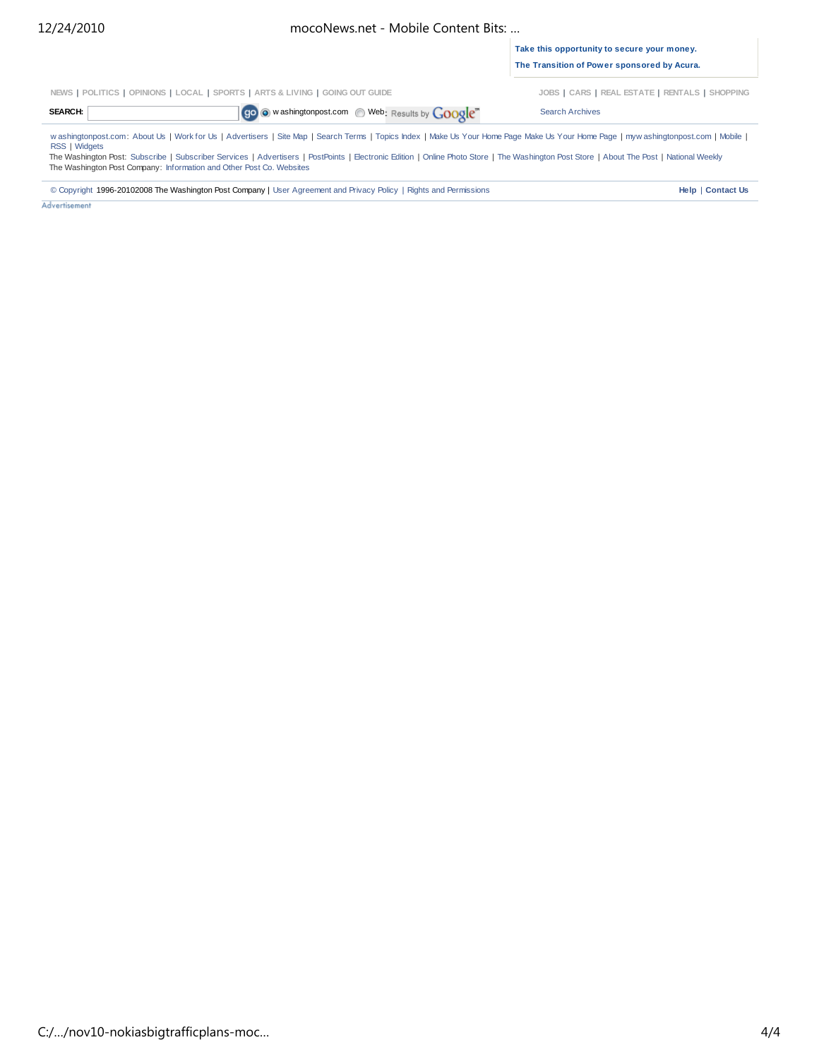Take this opportunity to secure your money.

The Transition of Power sponsored by Acura.

NEWS | POLITICS | OPINIONS | LOCAL | SPORTS | ARTS & LIVING | GOING OUT GUIDE

JOBS | CARS | REAL ESTATE | RENTALS | SHOPPING

SEARCH: go washingtonpost.com Web: Results by Google

Search Archives

washingtonpost.com: About Us | Work for Us | Advertisers | Site Map | Search Terms | Topics Index | Make Us Your Home Page Make Us Your Home Page | mywashingtonpost.com | Mobile | RSS | Widgets

The Washington Post: Subscribe | Subscriber Services | Advertisers | PostPoints | Electronic Edition | Online Photo Store | The Washington Post Store | About The Post | National Weekly

The Washington Post Company: Information and Other Post Co. Websites

© Copyright 1996-20102008 The Washington Post Company | User Agreement and Privacy Policy | Rights and Permissions

Help | Contact Us

Advertisement